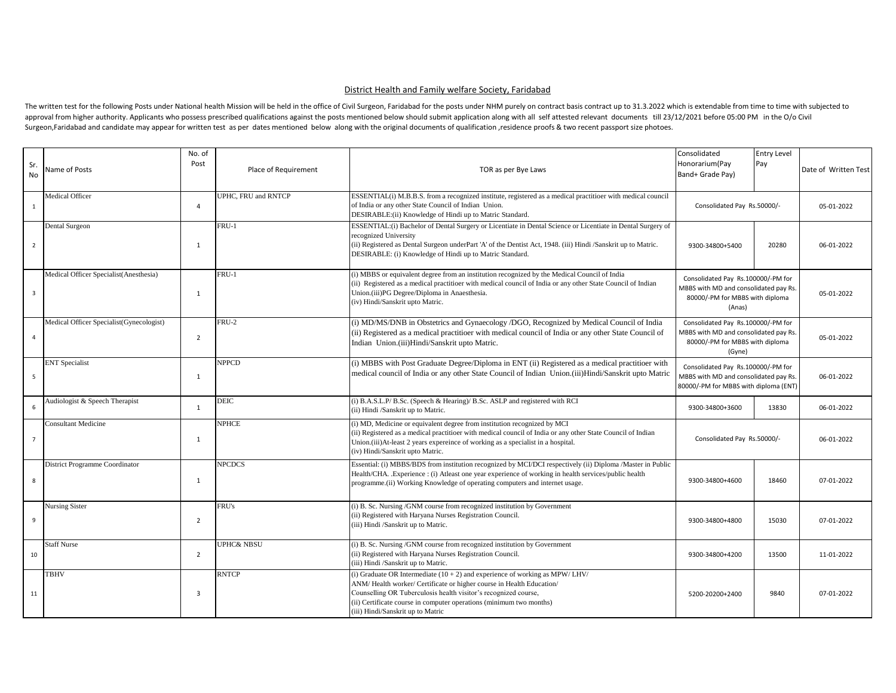## District Health and Family welfare Society, Faridabad

The written test for the following Posts under National health Mission will be held in the office of Civil Surgeon, Faridabad for the posts under NHM purely on contract basis contract up to 31.3.2022 which is extendable from time to time with subjected to approval from higher authority. Applicants who possess prescribed qualifications against the posts mentioned below should submit application along with all self attested relevant documents till 23/12/2021 before 05:00 PM in the O/o Civil Surgeon,Faridabad and candidate may appear for written test as per dates mentioned below along with the original documents of qualification ,residence proofs & two recent passport size photoes.

| Sr. No | Name of Posts | No. of Post | Place of Requirement | TOR as per Bye Laws | Consolidated Honorarium(Pay Band+ Grade Pay) | Entry Level Pay | Date of Written Test |
|---|---|---|---|---|---|---|---|
| 1 | Medical Officer | 4 | UPHC, FRU and RNTCP | ESSENTIAL(i) M.B.B.S. from a recognized institute, registered as a medical practitioer with medical council of India or any other State Council of Indian Union.<br>DESIRABLE:(ii) Knowledge of Hindi up to Matric Standard. | Consolidated Pay Rs.50000/- | | 05-01-2022 |
| 2 | Dental Surgeon | 1 | FRU-1 | ESSENTIAL:(i) Bachelor of Dental Surgery or Licentiate in Dental Science or Licentiate in Dental Surgery of recognized University<br>(ii) Registered as Dental Surgeon underPart 'A' of the Dentist Act, 1948. (iii) Hindi /Sanskrit up to Matric.<br>DESIRABLE: (i) Knowledge of Hindi up to Matric Standard. | 9300-34800+5400 | 20280 | 06-01-2022 |
| 3 | Medical Officer Specialist(Anesthesia) | 1 | FRU-1 | (i) MBBS or equivalent degree from an institution recognized by the Medical Council of India<br>(ii) Registered as a medical practitioer with medical council of India or any other State Council of Indian Union.(iii)PG Degree/Diploma in Anaesthesia.<br>(iv) Hindi/Sanskrit upto Matric. | Consolidated Pay Rs.100000/-PM for MBBS with MD and consolidated pay Rs. 80000/-PM for MBBS with diploma (Anas) | | 05-01-2022 |
| 4 | Medical Officer Specialist(Gynecologist) | 2 | FRU-2 | (i) MD/MS/DNB in Obstetrics and Gynaecology /DGO, Recognized by Medical Council of India<br>(ii) Registered as a medical practitioer with medical council of India or any other State Council of Indian Union.(iii)Hindi/Sanskrit upto Matric. | Consolidated Pay Rs.100000/-PM for MBBS with MD and consolidated pay Rs. 80000/-PM for MBBS with diploma (Gyne) | | 05-01-2022 |
| 5 | ENT Specialist | 1 | NPPCD | (i) MBBS with Post Graduate Degree/Diploma in ENT (ii) Registered as a medical practitioer with medical council of India or any other State Council of Indian Union.(iii)Hindi/Sanskrit upto Matric | Consolidated Pay Rs.100000/-PM for MBBS with MD and consolidated pay Rs. 80000/-PM for MBBS with diploma (ENT) | | 06-01-2022 |
| 6 | Audiologist & Speech Therapist | 1 | DEIC | (i) B.A.S.L.P/ B.Sc. (Speech & Hearing)/ B.Sc. ASLP and registered with RCI<br>(ii) Hindi /Sanskrit up to Matric. | 9300-34800+3600 | 13830 | 06-01-2022 |
| 7 | Consultant Medicine | 1 | NPHCE | (i) MD, Medicine or equivalent degree from institution recognized by MCI<br>(ii) Registered as a medical practitioer with medical council of India or any other State Council of Indian Union.(iii)At-least 2 years expereince of working as a specialist in a hospital.<br>(iv) Hindi/Sanskrit upto Matric. | Consolidated Pay Rs.50000/- | | 06-01-2022 |
| 8 | District Programme Coordinator | 1 | NPCDCS | Essential: (i) MBBS/BDS from institution recognized by MCI/DCI respectively (ii) Diploma /Master in Public Health/CHA. .Experience : (i) Atleast one year expereince of working in health services/public health programme.(ii) Working Knowledge of operating computers and internet usage. | 9300-34800+4600 | 18460 | 07-01-2022 |
| 9 | Nursing Sister | 2 | FRU's | (i) B. Sc. Nursing /GNM course from recognized institution by Government<br>(ii) Registered with Haryana Nurses Registration Council.<br>(iii) Hindi /Sanskrit up to Matric. | 9300-34800+4800 | 15030 | 07-01-2022 |
| 10 | Staff Nurse | 2 | UPHC& NBSU | (i) B. Sc. Nursing /GNM course from recognized institution by Government<br>(ii) Registered with Haryana Nurses Registration Council.<br>(iii) Hindi /Sanskrit up to Matric. | 9300-34800+4200 | 13500 | 11-01-2022 |
| 11 | TBHV | 3 | RNTCP | (i) Graduate OR Intermediate (10 + 2) and experience of working as MPW/ LHV/ ANM/ Health worker/ Certificate or higher course in Health Education/ Counselling OR Tuberculosis health visitor's recognized course,<br>(ii) Certificate course in computer operations (minimum two months)<br>(iii) Hindi/Sanskrit up to Matric | 5200-20200+2400 | 9840 | 07-01-2022 |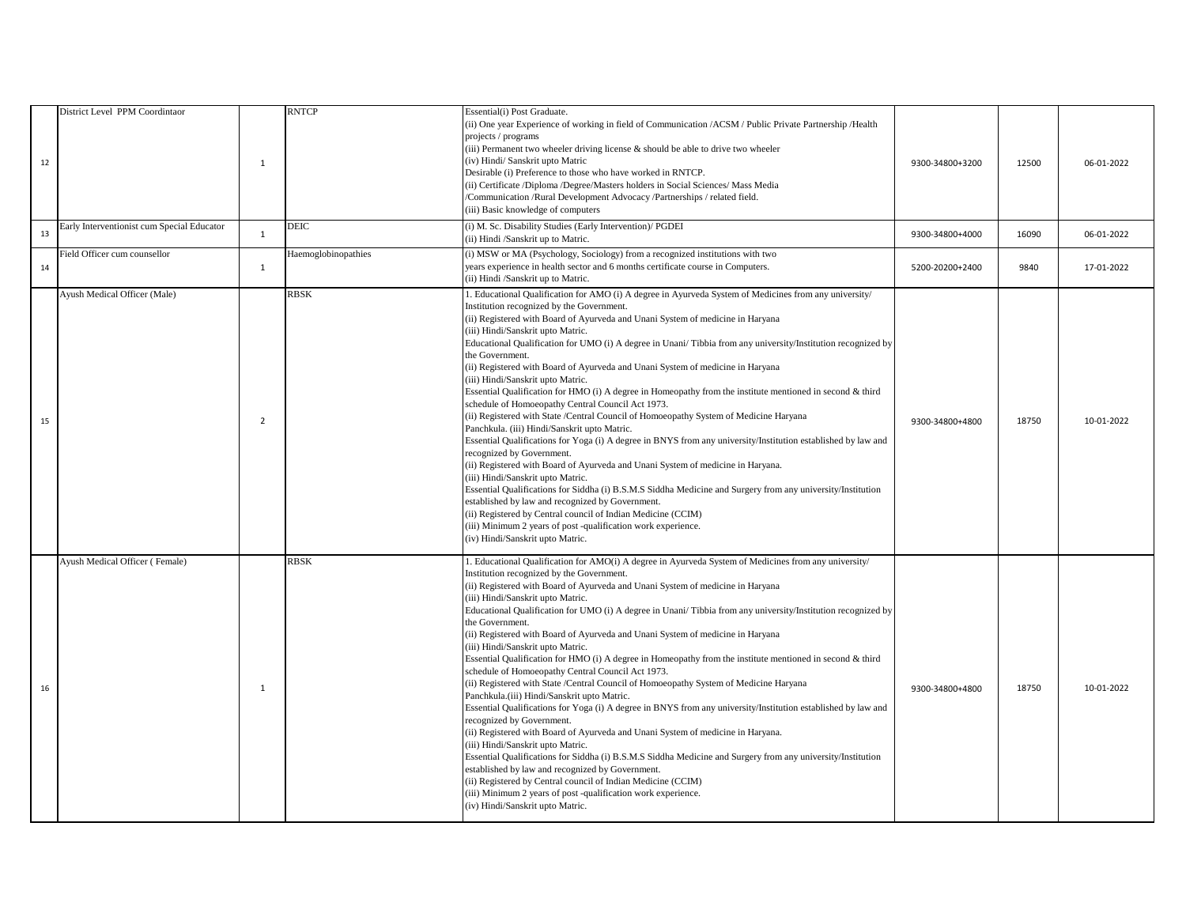| 12 | District Level PPM Coordintaor | 1 | RNTCP | Essential(i) Post Graduate.<br>(ii) One year Experience of working in field of Communication /ACSM / Public Private Partnership /Health projects / programs<br>(iii) Permanent two wheeler driving license & should be able to drive two wheeler<br>(iv) Hindi/ Sanskrit upto Matric<br>Desirable (i) Preference to those who have worked in RNTCP.<br>(ii) Certificate /Diploma /Degree/Masters holders in Social Sciences/ Mass Media /Communication /Rural Development Advocacy /Partnerships / related field.<br>(iii) Basic knowledge of computers | 9300-34800+3200 | 12500 | 06-01-2022 |
|---|---|---|---|---|---|---|---|
| 13 | Early Interventionist cum Special Educator | 1 | DEIC | (i) M. Sc. Disability Studies (Early Intervention)/ PGDEI<br>(ii) Hindi /Sanskrit up to Matric. | 9300-34800+4000 | 16090 | 06-01-2022 |
| 14 | Field Officer cum counsellor | 1 | Haemoglobinopathies | (i) MSW or MA (Psychology, Sociology) from a recognized institutions with two years experience in health sector and 6 months certificate course in Computers.<br>(ii) Hindi /Sanskrit up to Matric. | 5200-20200+2400 | 9840 | 17-01-2022 |
| 15 | Ayush Medical Officer (Male) | 2 | RBSK | 1. Educational Qualification for AMO (i) A degree in Ayurveda System of Medicines from any university/ Institution recognized by the Government.<br>(ii) Registered with Board of Ayurveda and Unani System of medicine in Haryana<br>(iii) Hindi/Sanskrit upto Matric.<br>Educational Qualification for UMO (i) A degree in Unani/ Tibbia from any university/Institution recognized by the Government.<br>(ii) Registered with Board of Ayurveda and Unani System of medicine in Haryana<br>(iii) Hindi/Sanskrit upto Matric.<br>Essential Qualification for HMO (i) A degree in Homeopathy from the institute mentioned in second & third schedule of Homoeopathy Central Council Act 1973.<br>(ii) Registered with State /Central Council of Homoeopathy System of Medicine Haryana Panchkula. (iii) Hindi/Sanskrit upto Matric.<br>Essential Qualifications for Yoga (i) A degree in BNYS from any university/Institution established by law and recognized by Government.<br>(ii) Registered with Board of Ayurveda and Unani System of medicine in Haryana.<br>(iii) Hindi/Sanskrit upto Matric.<br>Essential Qualifications for Siddha (i) B.S.M.S Siddha Medicine and Surgery from any university/Institution established by law and recognized by Government.<br>(ii) Registered by Central council of Indian Medicine (CCIM)<br>(iii) Minimum 2 years of post -qualification work experience.<br>(iv) Hindi/Sanskrit upto Matric. | 9300-34800+4800 | 18750 | 10-01-2022 |
| 16 | Ayush Medical Officer ( Female) | 1 | RBSK | 1. Educational Qualification for AMO(i) A degree in Ayurveda System of Medicines from any university/ Institution recognized by the Government.<br>(ii) Registered with Board of Ayurveda and Unani System of medicine in Haryana<br>(iii) Hindi/Sanskrit upto Matric.<br>Educational Qualification for UMO (i) A degree in Unani/ Tibbia from any university/Institution recognized by the Government.<br>(ii) Registered with Board of Ayurveda and Unani System of medicine in Haryana<br>(iii) Hindi/Sanskrit upto Matric.<br>Essential Qualification for HMO (i) A degree in Homeopathy from the institute mentioned in second & third schedule of Homoeopathy Central Council Act 1973.<br>(ii) Registered with State /Central Council of Homoeopathy System of Medicine Haryana Panchkula.(iii) Hindi/Sanskrit upto Matric.<br>Essential Qualifications for Yoga (i) A degree in BNYS from any university/Institution established by law and recognized by Government.<br>(ii) Registered with Board of Ayurveda and Unani System of medicine in Haryana.<br>(iii) Hindi/Sanskrit upto Matric.<br>Essential Qualifications for Siddha (i) B.S.M.S Siddha Medicine and Surgery from any university/Institution established by law and recognized by Government.<br>(ii) Registered by Central council of Indian Medicine (CCIM)<br>(iii) Minimum 2 years of post -qualification work experience.<br>(iv) Hindi/Sanskrit upto Matric. | 9300-34800+4800 | 18750 | 10-01-2022 |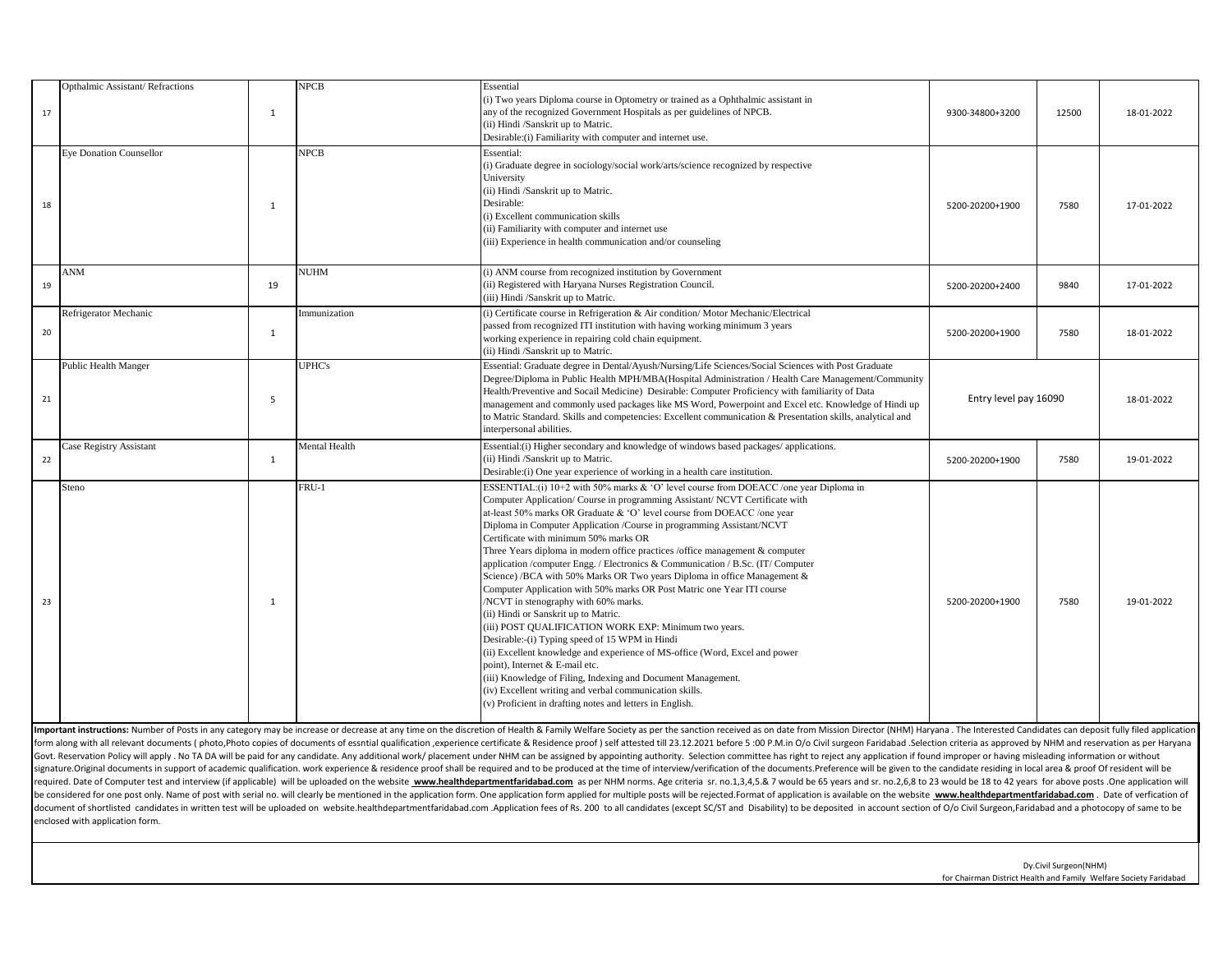| | | | | | | | |
|---|---|---|---|---|---|---|---|
| 17 | Opthalmic Assistant/ Refractions | 1 | NPCB | Essential<br>(i) Two years Diploma course in Optometry or trained as a Ophthalmic assistant in any of the recognized Government Hospitals as per guidelines of NPCB.<br>(ii) Hindi /Sanskrit up to Matric.<br>Desirable:(i) Familiarity with computer and internet use. | 9300-34800+3200 | 12500 | 18-01-2022 |
| 18 | Eye Donation Counsellor | 1 | NPCB | Essential:<br>(i) Graduate degree in sociology/social work/arts/science recognized by respective University<br>(ii) Hindi /Sanskrit up to Matric.<br>Desirable:<br>(i) Excellent communication skills<br>(ii) Familiarity with computer and internet use<br>(iii) Experience in health communication and/or counseling | 5200-20200+1900 | 7580 | 17-01-2022 |
| 19 | ANM | 19 | NUHM | (i) ANM course from recognized institution by Government<br>(ii) Registered with Haryana Nurses Registration Council.<br>(iii) Hindi /Sanskrit up to Matric. | 5200-20200+2400 | 9840 | 17-01-2022 |
| 20 | Refrigerator Mechanic | 1 | Immunization | (i) Certificate course in Refrigeration & Air condition/ Motor Mechanic/Electrical passed from recognized ITI institution with having working minimum 3 years working experience in repairing cold chain equipment.<br>(ii) Hindi /Sanskrit up to Matric. | 5200-20200+1900 | 7580 | 18-01-2022 |
| 21 | Public Health Manger | 5 | UPHC's | Essential: Graduate degree in Dental/Ayush/Nursing/Life Sciences/Social Sciences with Post Graduate Degree/Diploma in Public Health MPH/MBA(Hospital Administration / Health Care Management/Community Health/Preventive and Socail Medicine) Desirable: Computer Proficiency with familiarity of Data management and commonly used packages like MS Word, Powerpoint and Excel etc. Knowledge of Hindi up to Matric Standard. Skills and competencies: Excellent communication & Presentation skills, analytical and interpersonal abilities. | Entry level pay 16090 | | 18-01-2022 |
| 22 | Case Registry Assistant | 1 | Mental Health | Essential:(i) Higher secondary and knowledge of windows based packages/ applications.<br>(ii) Hindi /Sanskrit up to Matric.<br>Desirable:(i) One year experience of working in a health care institution. | 5200-20200+1900 | 7580 | 19-01-2022 |
| 23 | Steno | 1 | FRU-1 | ESSENTIAL:(i) 10+2 with 50% marks & 'O' level course from DOEACC /one year Diploma in Computer Application/ Course in programming Assistant/ NCVT Certificate with at-least 50% marks OR Graduate & 'O' level course from DOEACC /one year Diploma in Computer Application /Course in programming Assistant/NCVT Certificate with minimum 50% marks OR<br>Three Years diploma in modern office practices /office management & computer application /computer Engg. / Electronics & Communication / B.Sc. (IT/ Computer Science) /BCA with 50% Marks OR Two years Diploma in office Management & Computer Application with 50% marks OR Post Matric one Year ITI course /NCVT in stenography with 60% marks.<br>(ii) Hindi or Sanskrit up to Matric.<br>(iii) POST QUALIFICATION WORK EXP: Minimum two years.<br>Desirable:-(i) Typing speed of 15 WPM in Hindi<br>(ii) Excellent knowledge and experience of MS-office (Word, Excel and power point), Internet & E-mail etc.<br>(iii) Knowledge of Filing, Indexing and Document Management.<br>(iv) Excellent writing and verbal communication skills.<br>(v) Proficient in drafting notes and letters in English. | 5200-20200+1900 | 7580 | 19-01-2022 |

**Important instructions:** Number of Posts in any category may be increase or decrease at any time on the discretion of Health & Family Welfare Society as per the sanction received as on date from Mission Director (NHM) Haryana . The Interested Candidates can deposit fully filed application form along with all relevant documents ( photo,Photo copies of documents of essntial qualification ,experience certificate & Residence proof ) self attested till 23.12.2021 before 5 :00 P.M.in O/o Civil surgeon Faridabad .Selection criteria as approved by NHM and reservation as per Haryana Govt. Reservation Policy will apply . No TA DA will be paid for any candidate. Any additional work/ placement under NHM can be assigned by appointing authority. Selection committee has right to reject any application if found improper or having misleading information or without signature.Original documents in support of academic qualification. work experience & residence proof shall be required and to be produced at the time of interview/verification of the documents.Preference will be given to the candidate residing in local area & proof Of resident will be required. Date of Computer test and interview (if applicable) will be uploaded on the website **www.healthdepartmentfaridabad.com** as per NHM norms. Age criteria sr. no.1,3,4,5.& 7 would be 65 years and sr. no.2,6,8 to 23 would be 18 to 42 years for above posts .One application will be considered for one post only. Name of post with serial no. will clearly be mentioned in the application form. One application form applied for multiple posts will be rejected.Format of application is available on the website **www.healthdepartmentfaridabad.com** . Date of verfication of document of shortlisted candidates in written test will be uploaded on website.healthdepartmentfaridabad.com .Application fees of Rs. 200 to all candidates (except SC/ST and Disability) to be deposited in account section of O/o Civil Surgeon,Faridabad and a photocopy of same to be enclosed with application form.

Dy.Civil Surgeon(NHM)
for Chairman District Health and Family Welfare Society Faridabad